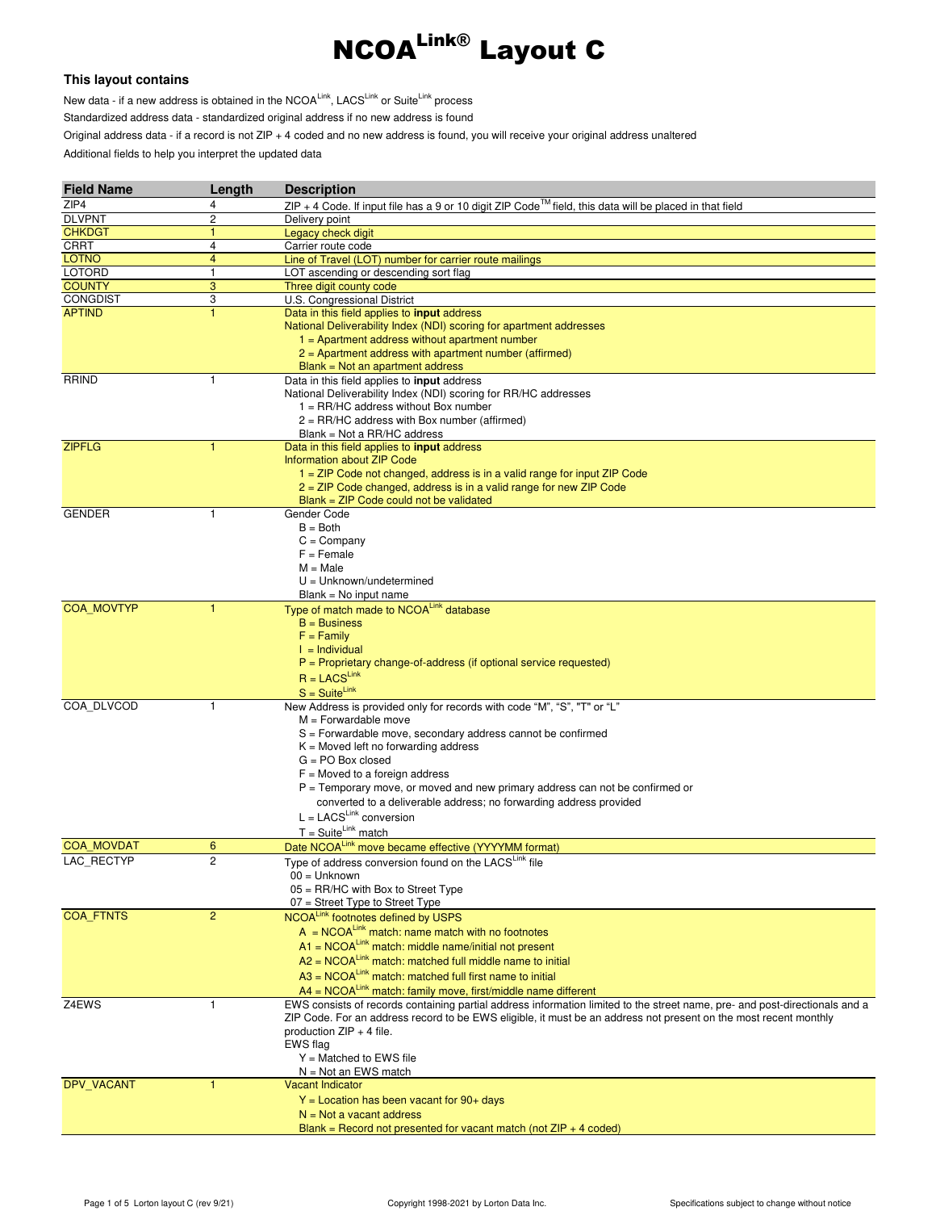# NCOA[Link]® Layout C

### This layout contains

New data - if a new address is obtained in the NCOA[Link], LACS[Link] or Suite[Link] process

Standardized address data - standardized original address if no new address is found

Original address data - if a record is not ZIP + 4 coded and no new address is found, you will receive your original address unaltered

Additional fields to help you interpret the updated data

| Field Name | Length | Description |
|---|---|---|
| ZIP4 | 4 | ZIP + 4 Code. If input file has a 9 or 10 digit ZIP Code™ field, this data will be placed in that field |
| DLVPNT | 2 | Delivery point |
| CHKDGT | 1 | Legacy check digit |
| CRRT | 4 | Carrier route code |
| LOTNO | 4 | Line of Travel (LOT) number for carrier route mailings |
| LOTORD | 1 | LOT ascending or descending sort flag |
| COUNTY | 3 | Three digit county code |
| CONGDIST | 3 | U.S. Congressional District |
| APTIND | 1 | Data in this field applies to **input** address<br>National Deliverability Index (NDI) scoring for apartment addresses<br>1 = Apartment address without apartment number<br>2 = Apartment address with apartment number (affirmed)<br>Blank = Not an apartment address |
| RRIND | 1 | Data in this field applies to **input** address<br>National Deliverability Index (NDI) scoring for RR/HC addresses<br>1 = RR/HC address without Box number<br>2 = RR/HC address with Box number (affirmed)<br>Blank = Not a RR/HC address |
| ZIPFLG | 1 | Data in this field applies to **input** address<br>Information about ZIP Code<br>1 = ZIP Code not changed, address is in a valid range for input ZIP Code<br>2 = ZIP Code changed, address is in a valid range for new ZIP Code<br>Blank = ZIP Code could not be validated |
| GENDER | 1 | Gender Code<br>B = Both<br>C = Company<br>F = Female<br>M = Male<br>U = Unknown/undetermined<br>Blank = No input name |
| COA_MOVTYP | 1 | Type of match made to NCOA[Link] database<br>B = Business<br>F = Family<br>I = Individual<br>P = Proprietary change-of-address (if optional service requested)<br>R = LACS[Link]<br>S = Suite[Link] |
| COA_DLVCOD | 1 | New Address is provided only for records with code "M", "S", "T" or "L"<br>M = Forwardable move<br>S = Forwardable move, secondary address cannot be confirmed<br>K = Moved left no forwarding address<br>G = PO Box closed<br>F = Moved to a foreign address<br>P = Temporary move, or moved and new primary address can not be confirmed or converted to a deliverable address; no forwarding address provided<br>L = LACS[Link] conversion<br>T = Suite[Link] match |
| COA_MOVDAT | 6 | Date NCOA[Link] move became effective (YYYYMM format) |
| LAC_RECTYP | 2 | Type of address conversion found on the LACS[Link] file<br>00 = Unknown<br>05 = RR/HC with Box to Street Type<br>07 = Street Type to Street Type |
| COA_FTNTS | 2 | NCOA[Link] footnotes defined by USPS<br>A = NCOA[Link] match: name match with no footnotes<br>A1 = NCOA[Link] match: middle name/initial not present<br>A2 = NCOA[Link] match: matched full middle name to initial<br>A3 = NCOA[Link] match: matched full first name to initial<br>A4 = NCOA[Link] match: family move, first/middle name different |
| Z4EWS | 1 | EWS consists of records containing partial address information limited to the street name, pre- and post-directionals and a ZIP Code. For an address record to be EWS eligible, it must be an address not present on the most recent monthly production ZIP + 4 file.<br>EWS flag<br>Y = Matched to EWS file<br>N = Not an EWS match |
| DPV_VACANT | 1 | Vacant Indicator<br>Y = Location has been vacant for 90+ days<br>N = Not a vacant address<br>Blank = Record not presented for vacant match (not ZIP + 4 coded) |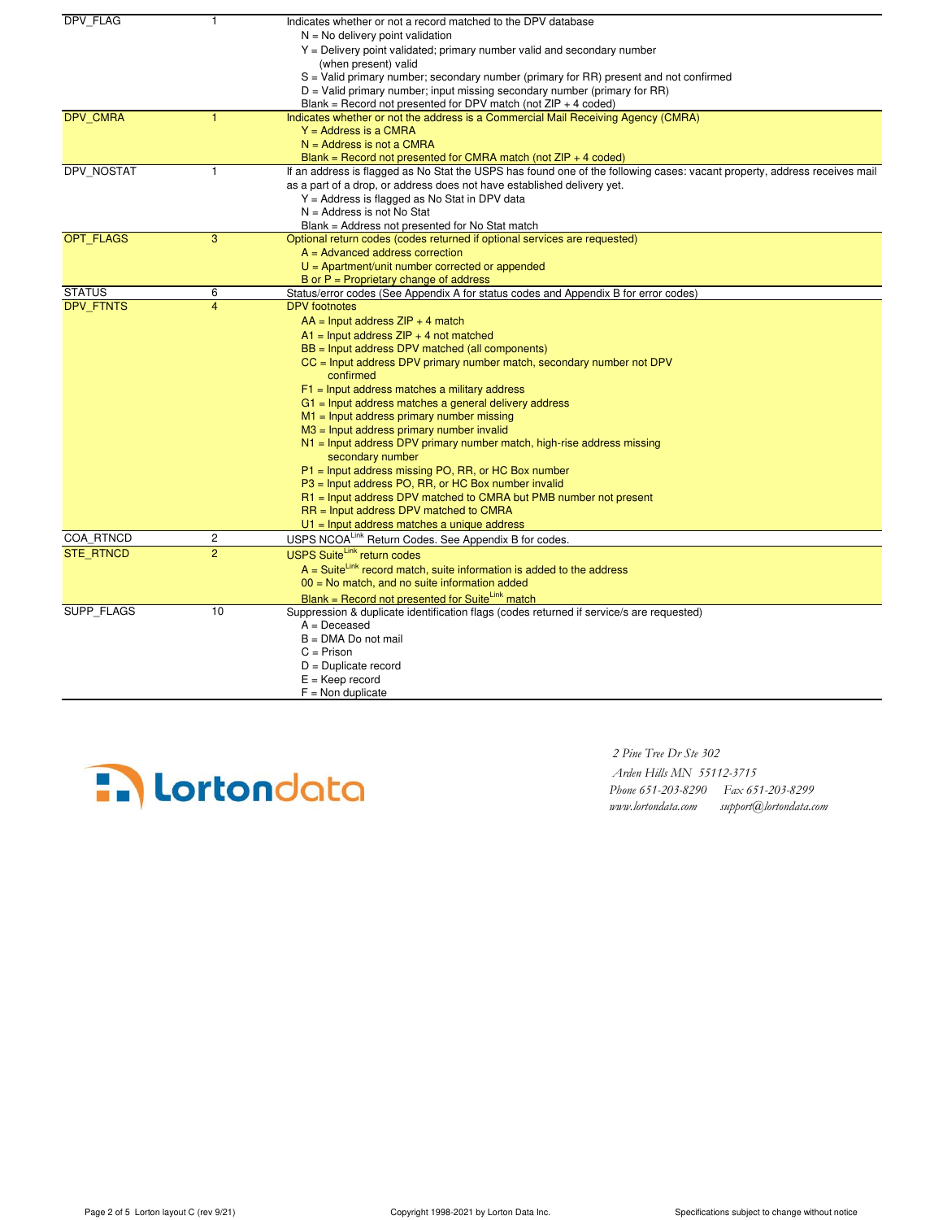| Field | Length | Description |
|---|---|---|
| DPV_FLAG | 1 | Indicates whether or not a record matched to the DPV database<br>N = No delivery point validation<br>Y = Delivery point validated; primary number valid and secondary number (when present) valid<br>S = Valid primary number; secondary number (primary for RR) present and not confirmed<br>D = Valid primary number; input missing secondary number (primary for RR)<br>Blank = Record not presented for DPV match (not ZIP + 4 coded) |
| DPV_CMRA | 1 | Indicates whether or not the address is a Commercial Mail Receiving Agency (CMRA)<br>Y = Address is a CMRA<br>N = Address is not a CMRA<br>Blank = Record not presented for CMRA match (not ZIP + 4 coded) |
| DPV_NOSTAT | 1 | If an address is flagged as No Stat the USPS has found one of the following cases: vacant property, address receives mail as a part of a drop, or address does not have established delivery yet.<br>Y = Address is flagged as No Stat in DPV data<br>N = Address is not No Stat<br>Blank = Address not presented for No Stat match |
| OPT_FLAGS | 3 | Optional return codes (codes returned if optional services are requested)<br>A = Advanced address correction<br>U = Apartment/unit number corrected or appended<br>B or P = Proprietary change of address |
| STATUS | 6 | Status/error codes (See Appendix A for status codes and Appendix B for error codes) |
| DPV_FTNTS | 4 | DPV footnotes<br>AA = Input address ZIP + 4 match<br>A1 = Input address ZIP + 4 not matched<br>BB = Input address DPV matched (all components)<br>CC = Input address DPV primary number match, secondary number not DPV confirmed<br>F1 = Input address matches a military address<br>G1 = Input address matches a general delivery address<br>M1 = Input address primary number missing<br>M3 = Input address primary number invalid<br>N1 = Input address DPV primary number match, high-rise address missing secondary number<br>P1 = Input address missing PO, RR, or HC Box number<br>P3 = Input address PO, RR, or HC Box number invalid<br>R1 = Input address DPV matched to CMRA but PMB number not present<br>RR = Input address DPV matched to CMRA<br>U1 = Input address matches a unique address |
| COA_RTNCD | 2 | USPS NCOA[Link] Return Codes. See Appendix B for codes. |
| STE_RTNCD | 2 | USPS Suite[Link] return codes<br>A = Suite[Link] record match, suite information is added to the address<br>00 = No match, and no suite information added<br>Blank = Record not presented for Suite[Link] match |
| SUPP_FLAGS | 10 | Suppression & duplicate identification flags (codes returned if service/s are requested)<br>A = Deceased<br>B = DMA Do not mail<br>C = Prison<br>D = Duplicate record<br>E = Keep record<br>F = Non duplicate |

Lortondata

*2 Pine Tree Dr Ste 302*
*Arden Hills MN 55112-3715*
*Phone 651-203-8290 Fax 651-203-8299*
*www.lortondata.com support@lortondata.com*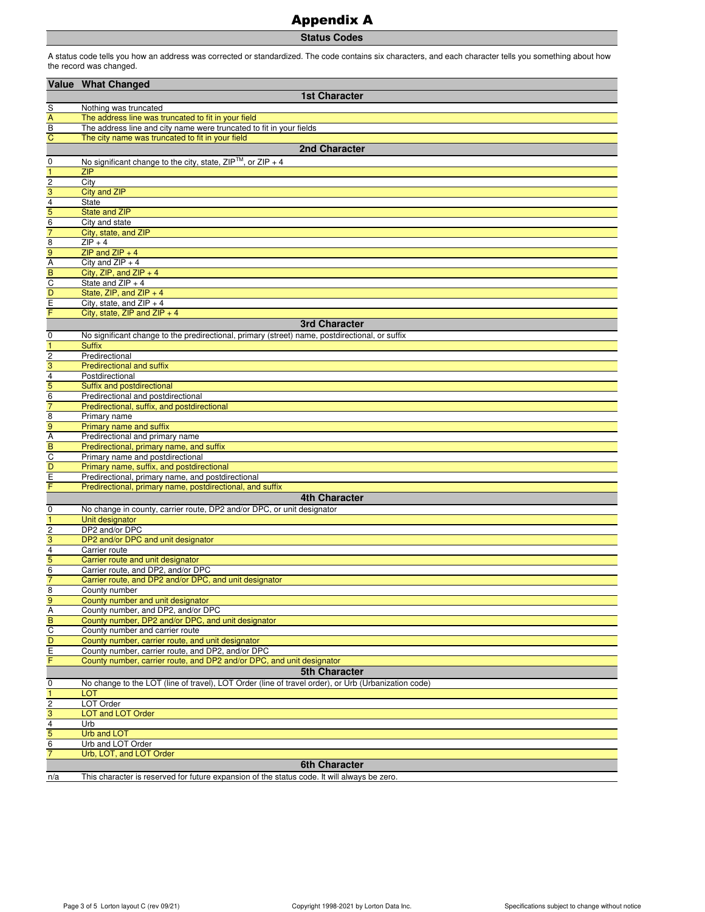# Appendix A

## Status Codes

A status code tells you how an address was corrected or standardized. The code contains six characters, and each character tells you something about how the record was changed.

| Value | What Changed |
|---|---|
| | **1st Character** |
| S | Nothing was truncated |
| A | The address line was truncated to fit in your field |
| B | The address line and city name were truncated to fit in your fields |
| C | The city name was truncated to fit in your field |
| | **2nd Character** |
| 0 | No significant change to the city, state, ZIP™, or ZIP + 4 |
| 1 | ZIP |
| 2 | City |
| 3 | City and ZIP |
| 4 | State |
| 5 | State and ZIP |
| 6 | City and state |
| 7 | City, state, and ZIP |
| 8 | ZIP + 4 |
| 9 | ZIP and ZIP + 4 |
| A | City and ZIP + 4 |
| B | City, ZIP, and ZIP + 4 |
| C | State and ZIP + 4 |
| D | State, ZIP, and ZIP + 4 |
| E | City, state, and ZIP + 4 |
| F | City, state, ZIP and ZIP + 4 |
| | **3rd Character** |
| 0 | No significant change to the predirectional, primary (street) name, postdirectional, or suffix |
| 1 | Suffix |
| 2 | Predirectional |
| 3 | Predirectional and suffix |
| 4 | Postdirectional |
| 5 | Suffix and postdirectional |
| 6 | Predirectional and postdirectional |
| 7 | Predirectional, suffix, and postdirectional |
| 8 | Primary name |
| 9 | Primary name and suffix |
| A | Predirectional and primary name |
| B | Predirectional, primary name, and suffix |
| C | Primary name and postdirectional |
| D | Primary name, suffix, and postdirectional |
| E | Predirectional, primary name, and postdirectional |
| F | Predirectional, primary name, postdirectional, and suffix |
| | **4th Character** |
| 0 | No change in county, carrier route, DP2 and/or DPC, or unit designator |
| 1 | Unit designator |
| 2 | DP2 and/or DPC |
| 3 | DP2 and/or DPC and unit designator |
| 4 | Carrier route |
| 5 | Carrier route and unit designator |
| 6 | Carrier route, and DP2, and/or DPC |
| 7 | Carrier route, and DP2 and/or DPC, and unit designator |
| 8 | County number |
| 9 | County number and unit designator |
| A | County number, and DP2, and/or DPC |
| B | County number, DP2 and/or DPC, and unit designator |
| C | County number and carrier route |
| D | County number, carrier route, and unit designator |
| E | County number, carrier route, and DP2, and/or DPC |
| F | County number, carrier route, and DP2 and/or DPC, and unit designator |
| | **5th Character** |
| 0 | No change to the LOT (line of travel), LOT Order (line of travel order), or Urb (Urbanization code) |
| 1 | LOT |
| 2 | LOT Order |
| 3 | LOT and LOT Order |
| 4 | Urb |
| 5 | Urb and LOT |
| 6 | Urb and LOT Order |
| 7 | Urb, LOT, and LOT Order |
| | **6th Character** |
| n/a | This character is reserved for future expansion of the status code. It will always be zero. |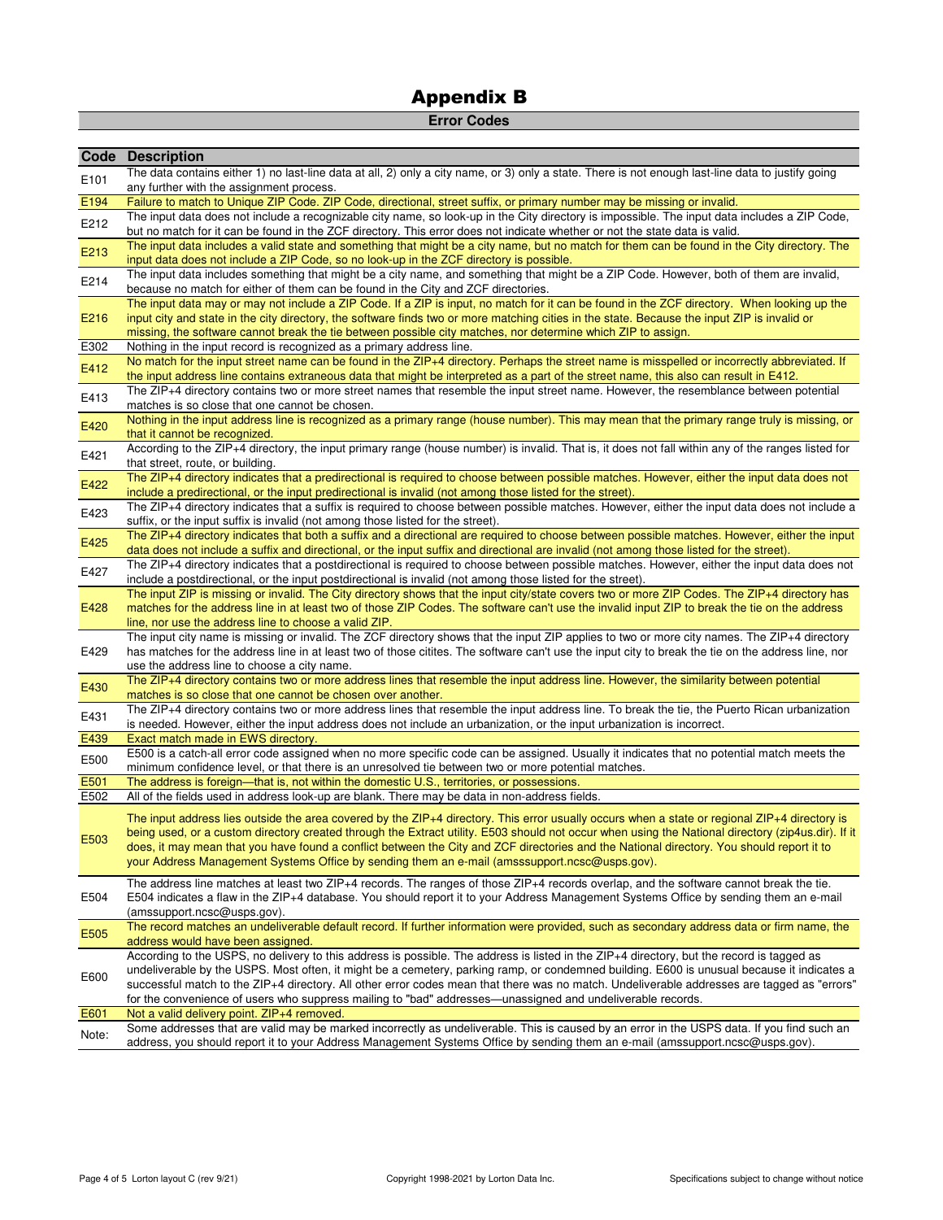# Appendix B

## Error Codes

| Code | Description |
|---|---|
| E101 | The data contains either 1) no last-line data at all, 2) only a city name, or 3) only a state. There is not enough last-line data to justify going any further with the assignment process. |
| E194 | Failure to match to Unique ZIP Code. ZIP Code, directional, street suffix, or primary number may be missing or invalid. |
| E212 | The input data does not include a recognizable city name, so look-up in the City directory is impossible. The input data includes a ZIP Code, but no match for it can be found in the ZCF directory. This error does not indicate whether or not the state data is valid. |
| E213 | The input data includes a valid state and something that might be a city name, but no match for them can be found in the City directory. The input data does not include a ZIP Code, so no look-up in the ZCF directory is possible. |
| E214 | The input data includes something that might be a city name, and something that might be a ZIP Code. However, both of them are invalid, because no match for either of them can be found in the City and ZCF directories. |
| E216 | The input data may or may not include a ZIP Code. If a ZIP is input, no match for it can be found in the ZCF directory. When looking up the input city and state in the city directory, the software finds two or more matching cities in the state. Because the input ZIP is invalid or missing, the software cannot break the tie between possible city matches, nor determine which ZIP to assign. |
| E302 | Nothing in the input record is recognized as a primary address line. |
| E412 | No match for the input street name can be found in the ZIP+4 directory. Perhaps the street name is misspelled or incorrectly abbreviated. If the input address line contains extraneous data that might be interpreted as a part of the street name, this also can result in E412. |
| E413 | The ZIP+4 directory contains two or more street names that resemble the input street name. However, the resemblance between potential matches is so close that one cannot be chosen. |
| E420 | Nothing in the input address line is recognized as a primary range (house number). This may mean that the primary range truly is missing, or that it cannot be recognized. |
| E421 | According to the ZIP+4 directory, the input primary range (house number) is invalid. That is, it does not fall within any of the ranges listed for that street, route, or building. |
| E422 | The ZIP+4 directory indicates that a predirectional is required to choose between possible matches. However, either the input data does not include a predirectional, or the input predirectional is invalid (not among those listed for the street). |
| E423 | The ZIP+4 directory indicates that a suffix is required to choose between possible matches. However, either the input data does not include a suffix, or the input suffix is invalid (not among those listed for the street). |
| E425 | The ZIP+4 directory indicates that both a suffix and a directional are required to choose between possible matches. However, either the input data does not include a suffix and directional, or the input suffix and directional are invalid (not among those listed for the street). |
| E427 | The ZIP+4 directory indicates that a postdirectional is required to choose between possible matches. However, either the input data does not include a postdirectional, or the input postdirectional is invalid (not among those listed for the street). |
| E428 | The input ZIP is missing or invalid. The City directory shows that the input city/state covers two or more ZIP Codes. The ZIP+4 directory has matches for the address line in at least two of those ZIP Codes. The software can't use the invalid input ZIP to break the tie on the address line, nor use the address line to choose a valid ZIP. |
| E429 | The input city name is missing or invalid. The ZCF directory shows that the input ZIP applies to two or more city names. The ZIP+4 directory has matches for the address line in at least two of those citites. The software can't use the input city to break the tie on the address line, nor use the address line to choose a city name. |
| E430 | The ZIP+4 directory contains two or more address lines that resemble the input address line. However, the similarity between potential matches is so close that one cannot be chosen over another. |
| E431 | The ZIP+4 directory contains two or more address lines that resemble the input address line. To break the tie, the Puerto Rican urbanization is needed. However, either the input address does not include an urbanization, or the input urbanization is incorrect. |
| E439 | Exact match made in EWS directory. |
| E500 | E500 is a catch-all error code assigned when no more specific code can be assigned. Usually it indicates that no potential match meets the minimum confidence level, or that there is an unresolved tie between two or more potential matches. |
| E501 | The address is foreign—that is, not within the domestic U.S., territories, or possessions. |
| E502 | All of the fields used in address look-up are blank. There may be data in non-address fields. |
| E503 | The input address lies outside the area covered by the ZIP+4 directory. This error usually occurs when a state or regional ZIP+4 directory is being used, or a custom directory created through the Extract utility. E503 should not occur when using the National directory (zip4us.dir). If it does, it may mean that you have found a conflict between the City and ZCF directories and the National directory. You should report it to your Address Management Systems Office by sending them an e-mail (amsssupport.ncsc@usps.gov). |
| E504 | The address line matches at least two ZIP+4 records. The ranges of those ZIP+4 records overlap, and the software cannot break the tie. E504 indicates a flaw in the ZIP+4 database. You should report it to your Address Management Systems Office by sending them an e-mail (amssupport.ncsc@usps.gov). |
| E505 | The record matches an undeliverable default record. If further information were provided, such as secondary address data or firm name, the address would have been assigned. |
| E600 | According to the USPS, no delivery to this address is possible. The address is listed in the ZIP+4 directory, but the record is tagged as undeliverable by the USPS. Most often, it might be a cemetery, parking ramp, or condemned building. E600 is unusual because it indicates a successful match to the ZIP+4 directory. All other error codes mean that there was no match. Undeliverable addresses are tagged as "errors" for the convenience of users who suppress mailing to "bad" addresses—unassigned and undeliverable records. |
| E601 | Not a valid delivery point. ZIP+4 removed. |
| Note: | Some addresses that are valid may be marked incorrectly as undeliverable. This is caused by an error in the USPS data. If you find such an address, you should report it to your Address Management Systems Office by sending them an e-mail (amssupport.ncsc@usps.gov). |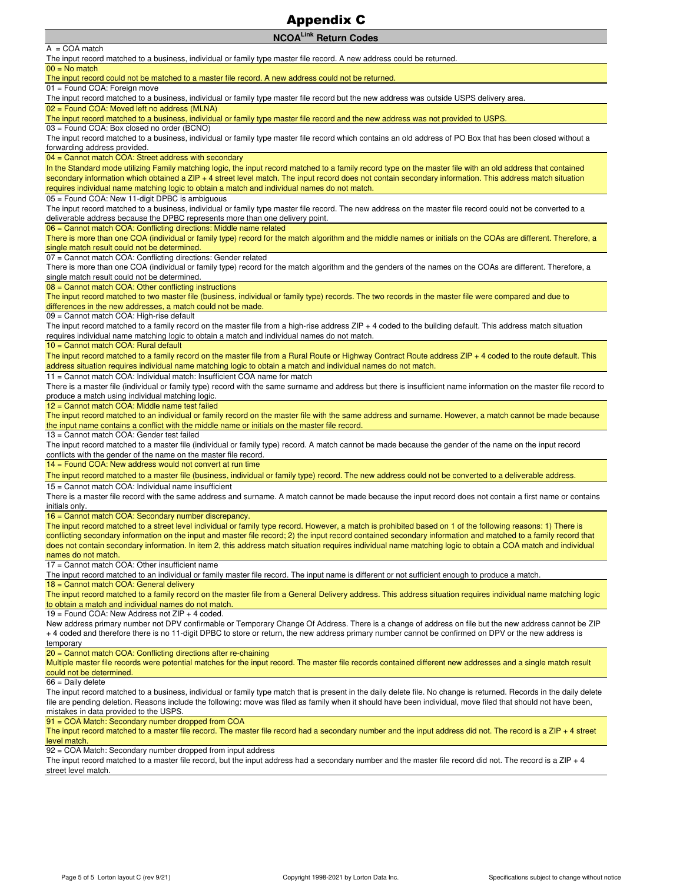# Appendix C

## NCOA[Link] Return Codes

A = COA match
The input record matched to a business, individual or family type master file record. A new address could be returned.

00 = No match
The input record could not be matched to a master file record. A new address could not be returned.

01 = Found COA: Foreign move
The input record matched to a business, individual or family type master file record but the new address was outside USPS delivery area.

02 = Found COA: Moved left no address (MLNA)
The input record matched to a business, individual or family type master file record and the new address was not provided to USPS.

03 = Found COA: Box closed no order (BCNO)
The input record matched to a business, individual or family type master file record which contains an old address of PO Box that has been closed without a forwarding address provided.

04 = Cannot match COA: Street address with secondary
In the Standard mode utilizing Family matching logic, the input record matched to a family record type on the master file with an old address that contained secondary information which obtained a ZIP + 4 street level match. The input record does not contain secondary information. This address match situation requires individual name matching logic to obtain a match and individual names do not match.

05 = Found COA: New 11-digit DPBC is ambiguous
The input record matched to a business, individual or family type master file record. The new address on the master file record could not be converted to a deliverable address because the DPBC represents more than one delivery point.

06 = Cannot match COA: Conflicting directions: Middle name related
There is more than one COA (individual or family type) record for the match algorithm and the middle names or initials on the COAs are different. Therefore, a single match result could not be determined.

07 = Cannot match COA: Conflicting directions: Gender related
There is more than one COA (individual or family type) record for the match algorithm and the genders of the names on the COAs are different. Therefore, a single match result could not be determined.

08 = Cannot match COA: Other conflicting instructions
The input record matched to two master file (business, individual or family type) records. The two records in the master file were compared and due to differences in the new addresses, a match could not be made.

09 = Cannot match COA: High-rise default
The input record matched to a family record on the master file from a high-rise address ZIP + 4 coded to the building default. This address match situation requires individual name matching logic to obtain a match and individual names do not match.

10 = Cannot match COA: Rural default
The input record matched to a family record on the master file from a Rural Route or Highway Contract Route address ZIP + 4 coded to the route default. This address situation requires individual name matching logic to obtain a match and individual names do not match.

11 = Cannot match COA: Individual match: Insufficient COA name for match
There is a master file (individual or family type) record with the same surname and address but there is insufficient name information on the master file record to produce a match using individual matching logic.

12 = Cannot match COA: Middle name test failed
The input record matched to an individual or family record on the master file with the same address and surname. However, a match cannot be made because the input name contains a conflict with the middle name or initials on the master file record.

13 = Cannot match COA: Gender test failed
The input record matched to a master file (individual or family type) record. A match cannot be made because the gender of the name on the input record conflicts with the gender of the name on the master file record.

14 = Found COA: New address would not convert at run time
The input record matched to a master file (business, individual or family type) record. The new address could not be converted to a deliverable address.

15 = Cannot match COA: Individual name insufficient
There is a master file record with the same address and surname. A match cannot be made because the input record does not contain a first name or contains initials only.

16 = Cannot match COA: Secondary number discrepancy.
The input record matched to a street level individual or family type record. However, a match is prohibited based on 1 of the following reasons: 1) There is conflicting secondary information on the input and master file record; 2) the input record contained secondary information and matched to a family record that does not contain secondary information. In item 2, this address match situation requires individual name matching logic to obtain a COA match and individual names do not match.

17 = Cannot match COA: Other insufficient name
The input record matched to an individual or family master file record. The input name is different or not sufficient enough to produce a match.

18 = Cannot match COA: General delivery
The input record matched to a family record on the master file from a General Delivery address. This address situation requires individual name matching logic to obtain a match and individual names do not match.

19 = Found COA: New Address not ZIP + 4 coded.
New address primary number not DPV confirmable or Temporary Change Of Address. There is a change of address on file but the new address cannot be ZIP + 4 coded and therefore there is no 11-digit DPBC to store or return, the new address primary number cannot be confirmed on DPV or the new address is temporary

20 = Cannot match COA: Conflicting directions after re-chaining
Multiple master file records were potential matches for the input record. The master file records contained different new addresses and a single match result could not be determined.

66 = Daily delete
The input record matched to a business, individual or family type match that is present in the daily delete file. No change is returned. Records in the daily delete file are pending deletion. Reasons include the following: move was filed as family when it should have been individual, move filed that should not have been, mistakes in data provided to the USPS.

91 = COA Match: Secondary number dropped from COA
The input record matched to a master file record. The master file record had a secondary number and the input address did not. The record is a ZIP + 4 street level match.

92 = COA Match: Secondary number dropped from input address
The input record matched to a master file record, but the input address had a secondary number and the master file record did not. The record is a ZIP + 4 street level match.